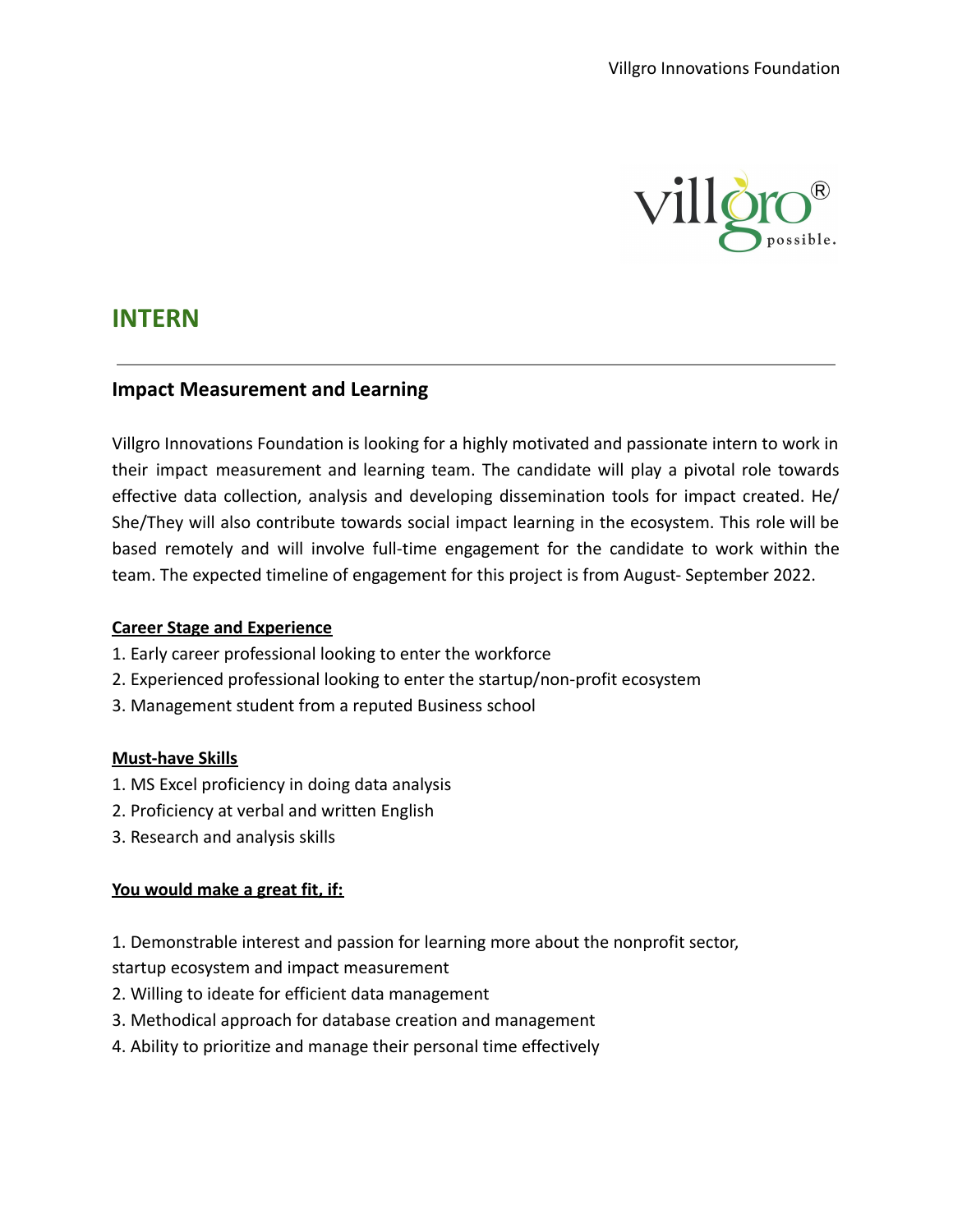# INTERN

## Impact Measurement and Learning

Villgro Innovations Foundation is looking for a highly motivated and passionate intern to work in their impact measurement and learning team. The candidate will play a pivotal role towards effective data collection, analysis and developing dissemination tools for impact created. He/ She/They will also contribute towards social impact learning in the ecosystem. This role will be based remotely and will involve full-time engagement for the candidate to work within the team. The expected timeline of engagement for this project is from August- September 2022.

**Career Stage and Experience**

1. Early career professional looking to enter the workforce
2. Experienced professional looking to enter the startup/non-profit ecosystem
3. Management student from a reputed Business school

**Must-have Skills**

1. MS Excel proficiency in doing data analysis
2. Proficiency at verbal and written English
3. Research and analysis skills

**You would make a great fit, if:**

1. Demonstrable interest and passion for learning more about the nonprofit sector, startup ecosystem and impact measurement
2. Willing to ideate for efficient data management
3. Methodical approach for database creation and management
4. Ability to prioritize and manage their personal time effectively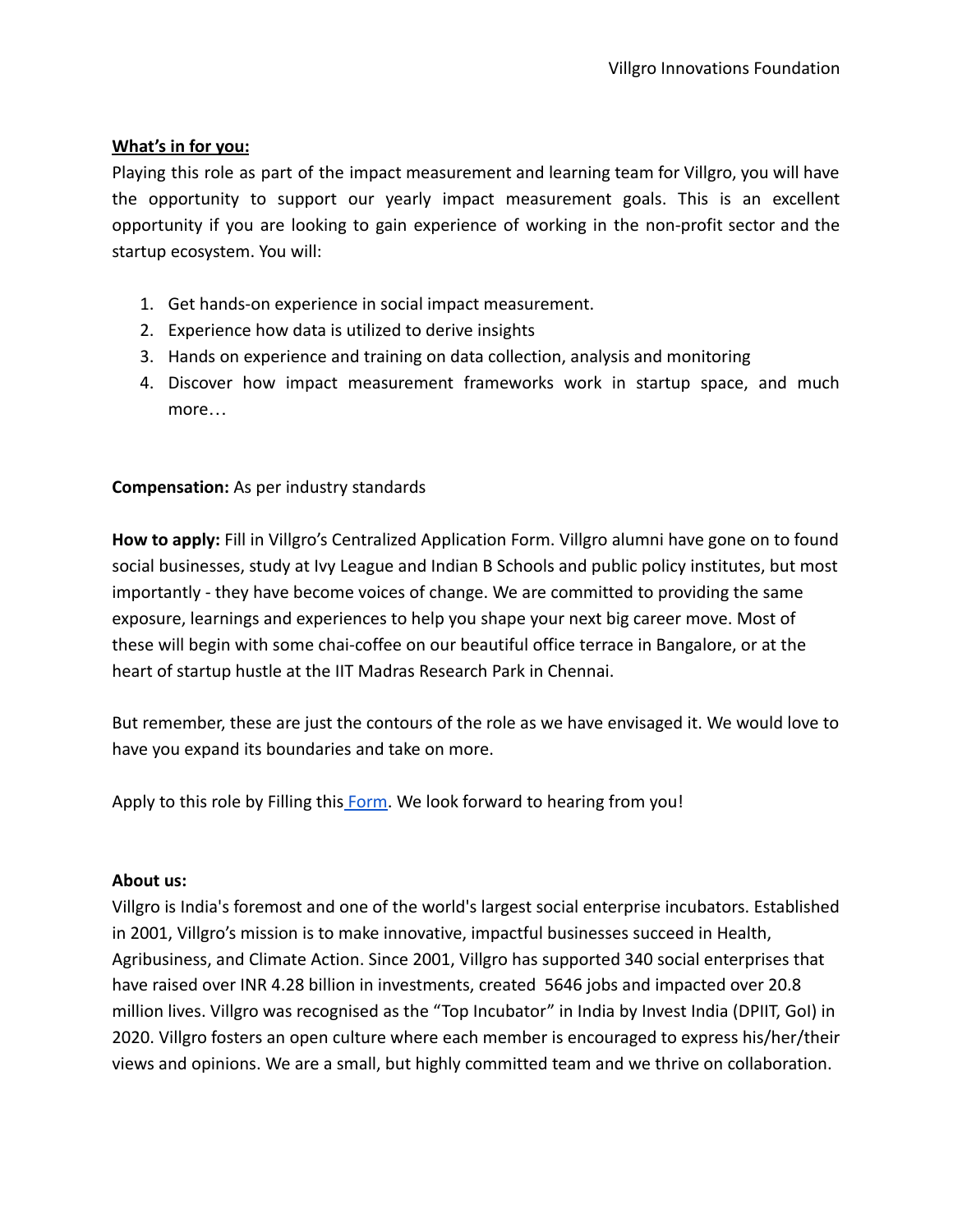**What's in for you:**

Playing this role as part of the impact measurement and learning team for Villgro, you will have the opportunity to support our yearly impact measurement goals. This is an excellent opportunity if you are looking to gain experience of working in the non-profit sector and the startup ecosystem. You will:

1. Get hands-on experience in social impact measurement.
2. Experience how data is utilized to derive insights
3. Hands on experience and training on data collection, analysis and monitoring
4. Discover how impact measurement frameworks work in startup space, and much more…

**Compensation:** As per industry standards

**How to apply:** Fill in Villgro's Centralized Application Form. Villgro alumni have gone on to found social businesses, study at Ivy League and Indian B Schools and public policy institutes, but most importantly - they have become voices of change. We are committed to providing the same exposure, learnings and experiences to help you shape your next big career move. Most of these will begin with some chai-coffee on our beautiful office terrace in Bangalore, or at the heart of startup hustle at the IIT Madras Research Park in Chennai.

But remember, these are just the contours of the role as we have envisaged it. We would love to have you expand its boundaries and take on more.

Apply to this role by Filling this Form. We look forward to hearing from you!

**About us:**

Villgro is India's foremost and one of the world's largest social enterprise incubators. Established in 2001, Villgro's mission is to make innovative, impactful businesses succeed in Health, Agribusiness, and Climate Action. Since 2001, Villgro has supported 340 social enterprises that have raised over INR 4.28 billion in investments, created 5646 jobs and impacted over 20.8 million lives. Villgro was recognised as the "Top Incubator" in India by Invest India (DPIIT, GoI) in 2020. Villgro fosters an open culture where each member is encouraged to express his/her/their views and opinions. We are a small, but highly committed team and we thrive on collaboration.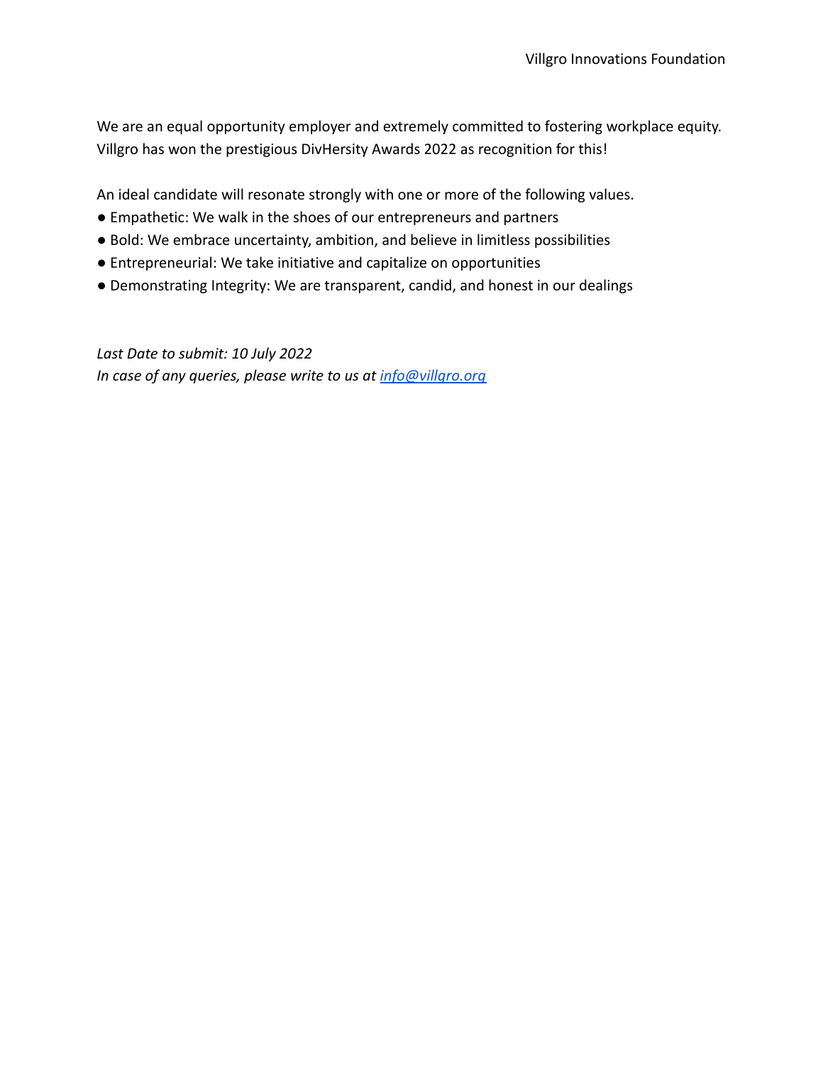We are an equal opportunity employer and extremely committed to fostering workplace equity. Villgro has won the prestigious DivHersity Awards 2022 as recognition for this!

An ideal candidate will resonate strongly with one or more of the following values.

- Empathetic: We walk in the shoes of our entrepreneurs and partners
- Bold: We embrace uncertainty, ambition, and believe in limitless possibilities
- Entrepreneurial: We take initiative and capitalize on opportunities
- Demonstrating Integrity: We are transparent, candid, and honest in our dealings

*Last Date to submit: 10 July 2022*
*In case of any queries, please write to us at [info@villgro.org](mailto:info@villgro.org)*